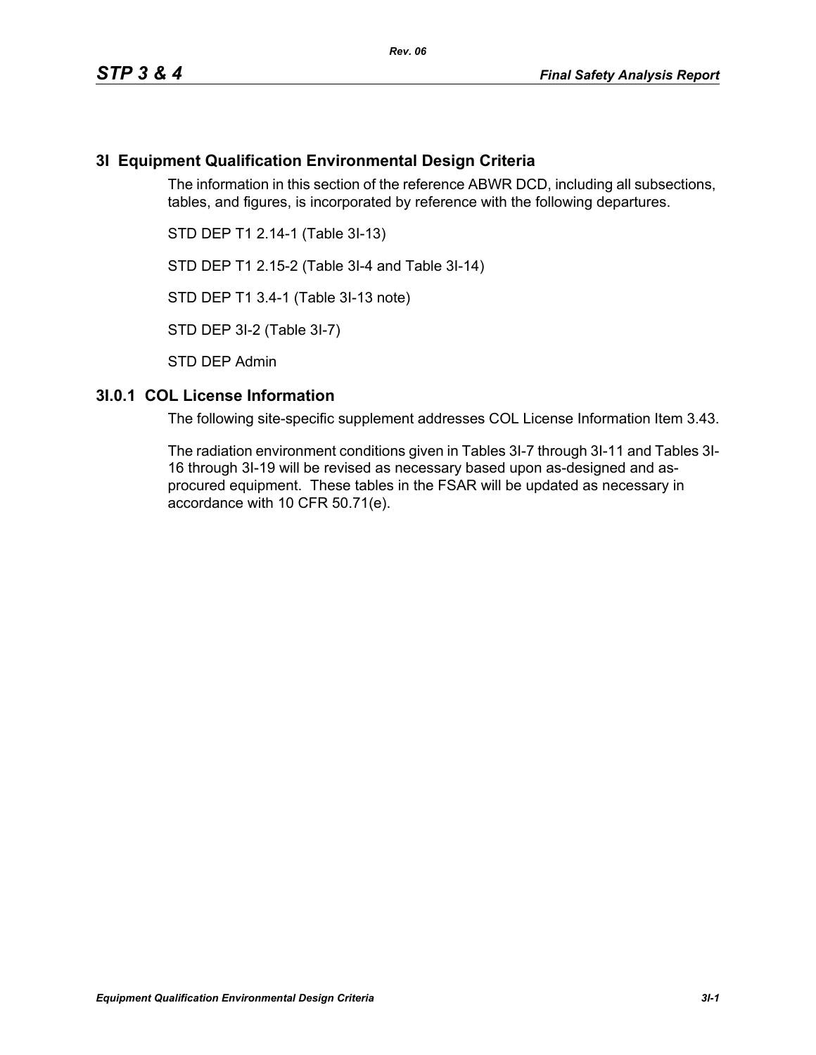# 3I Equipment Qualification Environmental Design Criteria

The information in this section of the reference ABWR DCD, including all subsections, tables, and figures, is incorporated by reference with the following departures.

STD DEP T1 2.14-1 (Table 3I-13)

STD DEP T1 2.15-2 (Table 3I-4 and Table 3I-14)

STD DEP T1 3.4-1 (Table 3I-13 note)

STD DEP 3I-2 (Table 3I-7)

STD DEP Admin

## 3I.0.1 COL License Information

The following site-specific supplement addresses COL License Information Item 3.43.

The radiation environment conditions given in Tables 3I-7 through 3I-11 and Tables 3I-16 through 3I-19 will be revised as necessary based upon as-designed and as-procured equipment. These tables in the FSAR will be updated as necessary in accordance with 10 CFR 50.71(e).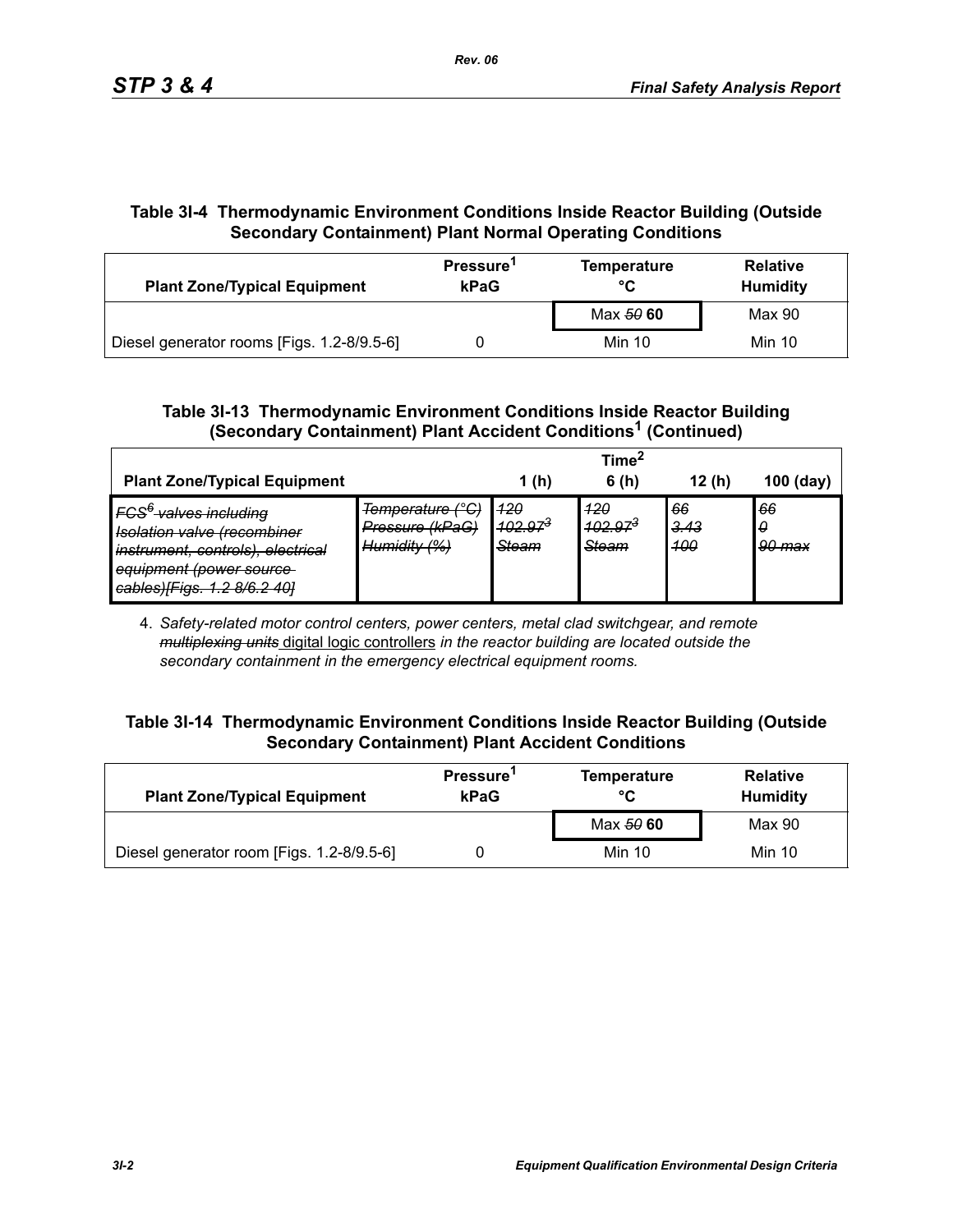**Table 3I-4 Thermodynamic Environment Conditions Inside Reactor Building (Outside Secondary Containment) Plant Normal Operating Conditions**

| Plant Zone/Typical Equipment | Pressure[1] kPaG | Temperature °C | Relative Humidity |
|---|---|---|---|
| Diesel generator rooms [Figs. 1.2-8/9.5-6] | 0 | Max ~~50~~ **60**<br>Min 10 | Max 90<br>Min 10 |

**Table 3I-13 Thermodynamic Environment Conditions Inside Reactor Building (Secondary Containment) Plant Accident Conditions[1] (Continued)**

| Plant Zone/Typical Equipment | | Time[2] 1 (h) | 6 (h) | 12 (h) | 100 (day) |
|---|---|---|---|---|---|
| ~~FCS[6] valves including Isolation valve (recombiner instrument, controls), electrical equipment (power source cables)[Figs. 1.2 8/6.2 40]~~ | ~~Temperature (°C)~~<br>~~Pressure (kPaG)~~<br>~~Humidity (%)~~ | ~~120~~<br>~~102.97[3]~~<br>~~Steam~~ | ~~120~~<br>~~102.97[3]~~<br>~~Steam~~ | ~~66~~<br>~~3.43~~<br>~~100~~ | ~~66~~<br>~~0~~<br>~~90 max~~ |

4. *Safety-related motor control centers, power centers, metal clad switchgear, and remote ~~multiplexing units~~* <u>digital logic controllers</u> *in the reactor building are located outside the secondary containment in the emergency electrical equipment rooms.*

**Table 3I-14 Thermodynamic Environment Conditions Inside Reactor Building (Outside Secondary Containment) Plant Accident Conditions**

| Plant Zone/Typical Equipment | Pressure[1] kPaG | Temperature °C | Relative Humidity |
|---|---|---|---|
| Diesel generator room [Figs. 1.2-8/9.5-6] | 0 | Max ~~50~~ **60**<br>Min 10 | Max 90<br>Min 10 |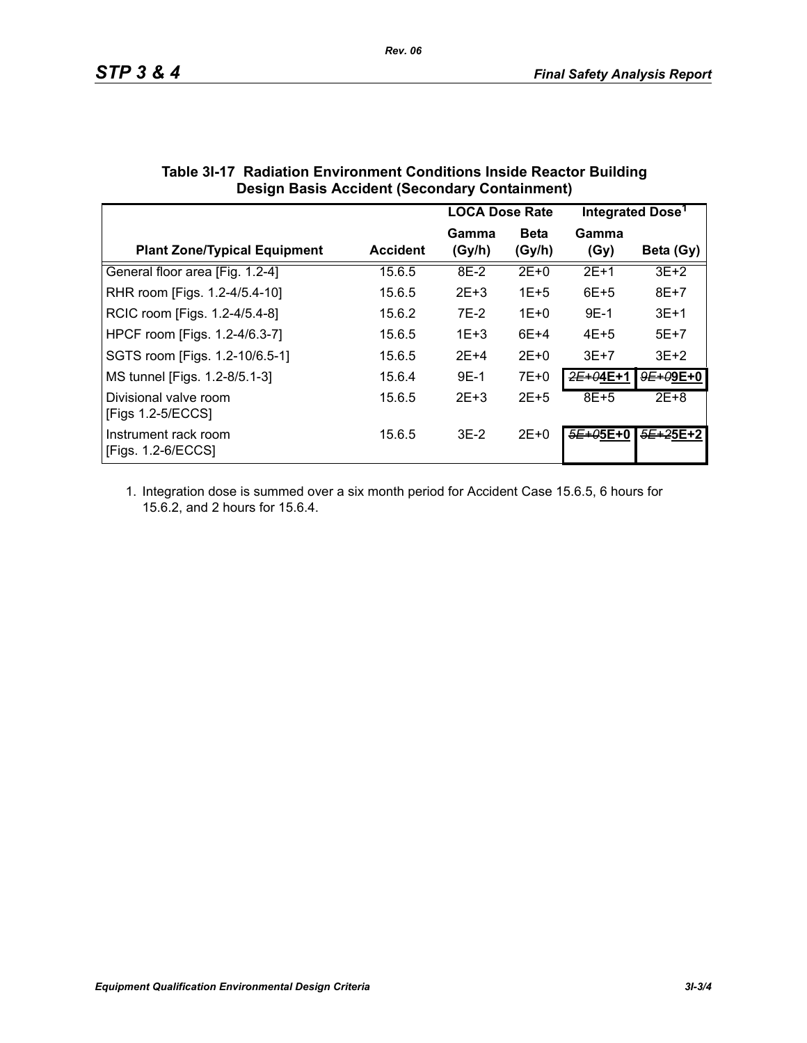**Table 3I-17 Radiation Environment Conditions Inside Reactor Building Design Basis Accident (Secondary Containment)**

| | | LOCA Dose Rate | | Integrated Dose[1] | |
|---|---|---|---|---|---|
| Plant Zone/Typical Equipment | Accident | Gamma (Gy/h) | Beta (Gy/h) | Gamma (Gy) | Beta (Gy) |
| General floor area [Fig. 1.2-4] | 15.6.5 | 8E-2 | 2E+0 | 2E+1 | 3E+2 |
| RHR room [Figs. 1.2-4/5.4-10] | 15.6.5 | 2E+3 | 1E+5 | 6E+5 | 8E+7 |
| RCIC room [Figs. 1.2-4/5.4-8] | 15.6.2 | 7E-2 | 1E+0 | 9E-1 | 3E+1 |
| HPCF room [Figs. 1.2-4/6.3-7] | 15.6.5 | 1E+3 | 6E+4 | 4E+5 | 5E+7 |
| SGTS room [Figs. 1.2-10/6.5-1] | 15.6.5 | 2E+4 | 2E+0 | 3E+7 | 3E+2 |
| MS tunnel [Figs. 1.2-8/5.1-3] | 15.6.4 | 9E-1 | 7E+0 | ~~2E+0~~ **4E+1** | ~~9E+0~~ **9E+0** |
| Divisional valve room [Figs 1.2-5/ECCS] | 15.6.5 | 2E+3 | 2E+5 | 8E+5 | 2E+8 |
| Instrument rack room [Figs. 1.2-6/ECCS] | 15.6.5 | 3E-2 | 2E+0 | ~~5E+0~~ **5E+0** | ~~5E+2~~ **5E+2** |

1. Integration dose is summed over a six month period for Accident Case 15.6.5, 6 hours for 15.6.2, and 2 hours for 15.6.4.